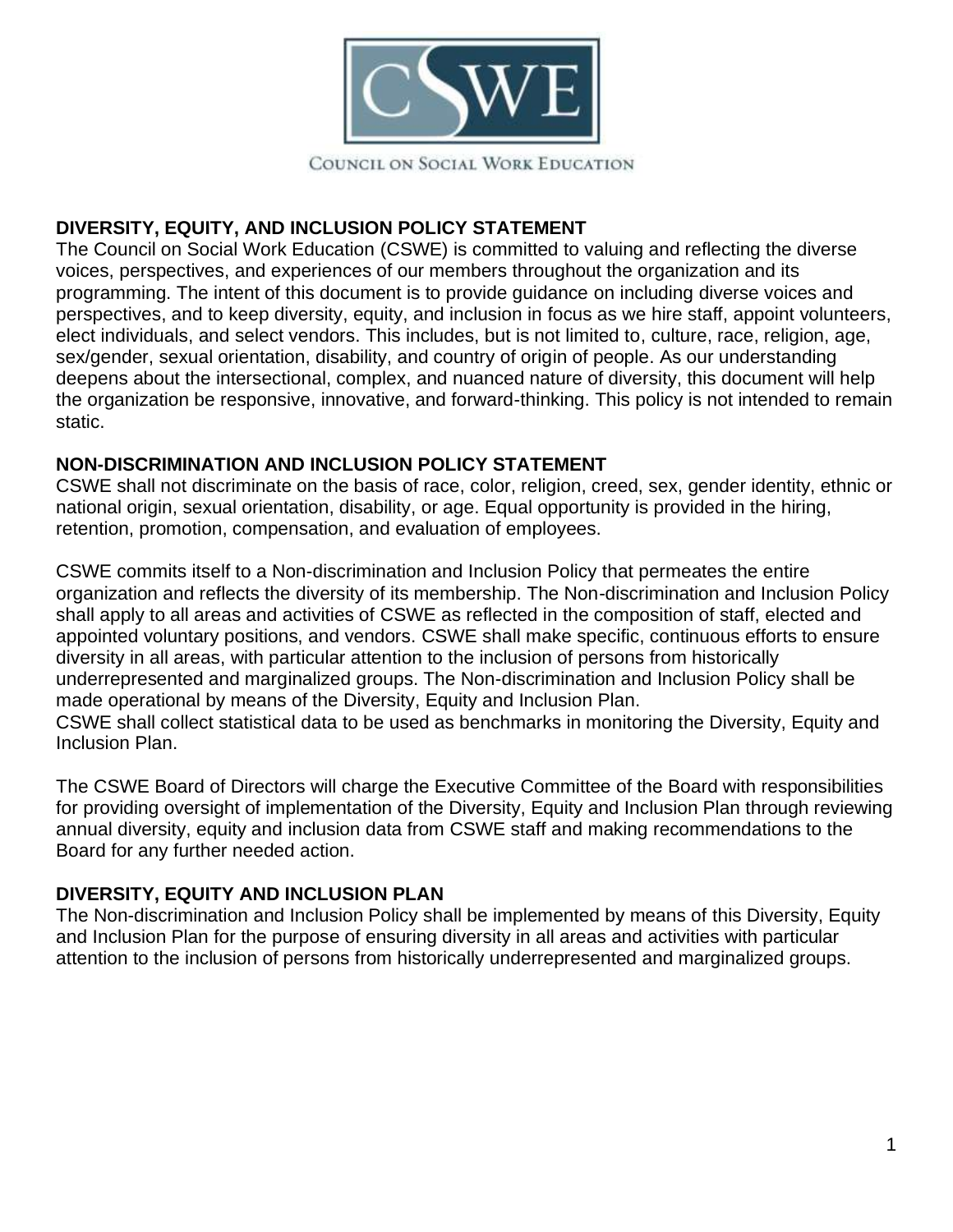COUNCIL ON SOCIAL WORK EDUCATION

## DIVERSITY, EQUITY, AND INCLUSION POLICY STATEMENT

The Council on Social Work Education (CSWE) is committed to valuing and reflecting the diverse voices, perspectives, and experiences of our members throughout the organization and its programming. The intent of this document is to provide guidance on including diverse voices and perspectives, and to keep diversity, equity, and inclusion in focus as we hire staff, appoint volunteers, elect individuals, and select vendors. This includes, but is not limited to, culture, race, religion, age, sex/gender, sexual orientation, disability, and country of origin of people. As our understanding deepens about the intersectional, complex, and nuanced nature of diversity, this document will help the organization be responsive, innovative, and forward-thinking. This policy is not intended to remain static.

## NON-DISCRIMINATION AND INCLUSION POLICY STATEMENT

CSWE shall not discriminate on the basis of race, color, religion, creed, sex, gender identity, ethnic or national origin, sexual orientation, disability, or age. Equal opportunity is provided in the hiring, retention, promotion, compensation, and evaluation of employees.

CSWE commits itself to a Non-discrimination and Inclusion Policy that permeates the entire organization and reflects the diversity of its membership. The Non-discrimination and Inclusion Policy shall apply to all areas and activities of CSWE as reflected in the composition of staff, elected and appointed voluntary positions, and vendors. CSWE shall make specific, continuous efforts to ensure diversity in all areas, with particular attention to the inclusion of persons from historically underrepresented and marginalized groups. The Non-discrimination and Inclusion Policy shall be made operational by means of the Diversity, Equity and Inclusion Plan.
CSWE shall collect statistical data to be used as benchmarks in monitoring the Diversity, Equity and Inclusion Plan.

The CSWE Board of Directors will charge the Executive Committee of the Board with responsibilities for providing oversight of implementation of the Diversity, Equity and Inclusion Plan through reviewing annual diversity, equity and inclusion data from CSWE staff and making recommendations to the Board for any further needed action.

## DIVERSITY, EQUITY AND INCLUSION PLAN

The Non-discrimination and Inclusion Policy shall be implemented by means of this Diversity, Equity and Inclusion Plan for the purpose of ensuring diversity in all areas and activities with particular attention to the inclusion of persons from historically underrepresented and marginalized groups.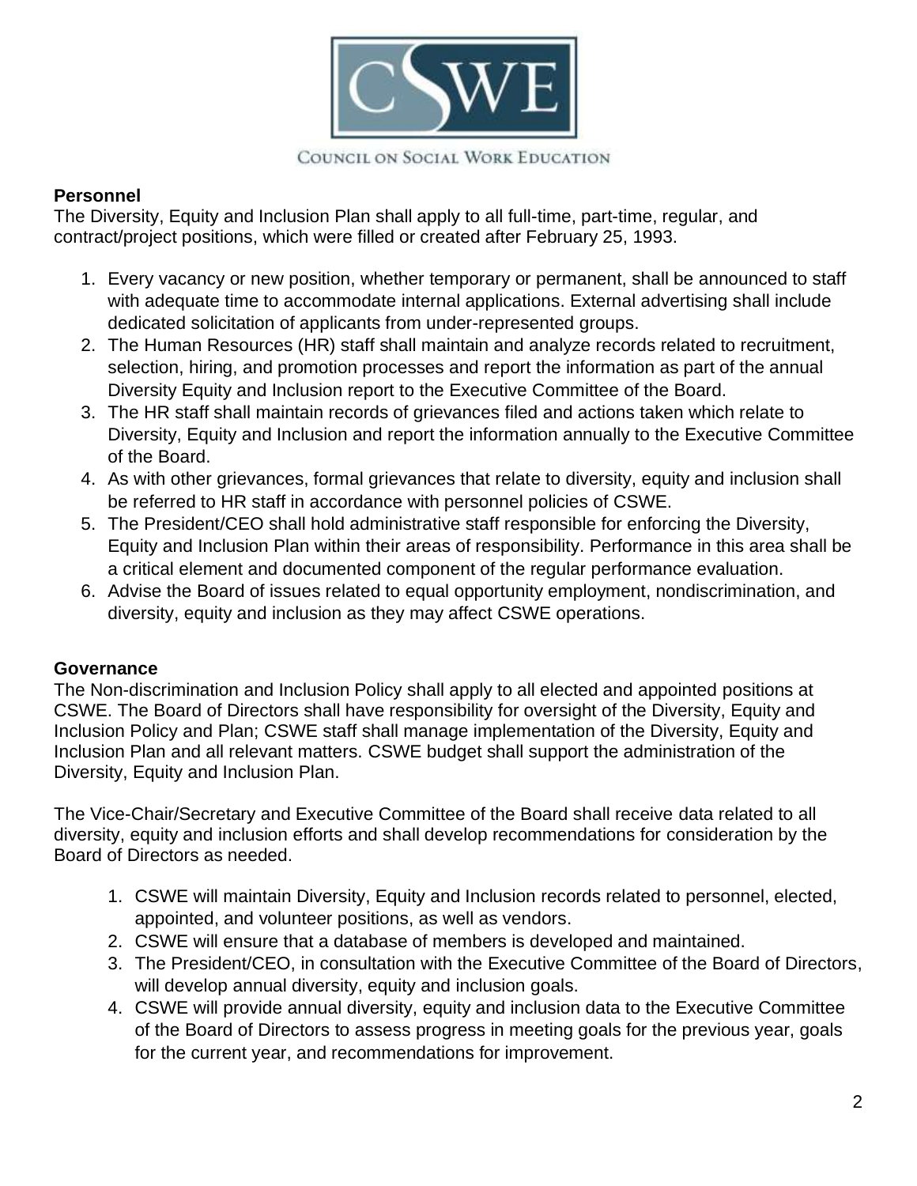**Personnel**

The Diversity, Equity and Inclusion Plan shall apply to all full-time, part-time, regular, and contract/project positions, which were filled or created after February 25, 1993.

1. Every vacancy or new position, whether temporary or permanent, shall be announced to staff with adequate time to accommodate internal applications. External advertising shall include dedicated solicitation of applicants from under-represented groups.
2. The Human Resources (HR) staff shall maintain and analyze records related to recruitment, selection, hiring, and promotion processes and report the information as part of the annual Diversity Equity and Inclusion report to the Executive Committee of the Board.
3. The HR staff shall maintain records of grievances filed and actions taken which relate to Diversity, Equity and Inclusion and report the information annually to the Executive Committee of the Board.
4. As with other grievances, formal grievances that relate to diversity, equity and inclusion shall be referred to HR staff in accordance with personnel policies of CSWE.
5. The President/CEO shall hold administrative staff responsible for enforcing the Diversity, Equity and Inclusion Plan within their areas of responsibility. Performance in this area shall be a critical element and documented component of the regular performance evaluation.
6. Advise the Board of issues related to equal opportunity employment, nondiscrimination, and diversity, equity and inclusion as they may affect CSWE operations.

**Governance**

The Non-discrimination and Inclusion Policy shall apply to all elected and appointed positions at CSWE. The Board of Directors shall have responsibility for oversight of the Diversity, Equity and Inclusion Policy and Plan; CSWE staff shall manage implementation of the Diversity, Equity and Inclusion Plan and all relevant matters. CSWE budget shall support the administration of the Diversity, Equity and Inclusion Plan.

The Vice-Chair/Secretary and Executive Committee of the Board shall receive data related to all diversity, equity and inclusion efforts and shall develop recommendations for consideration by the Board of Directors as needed.

1. CSWE will maintain Diversity, Equity and Inclusion records related to personnel, elected, appointed, and volunteer positions, as well as vendors.
2. CSWE will ensure that a database of members is developed and maintained.
3. The President/CEO, in consultation with the Executive Committee of the Board of Directors, will develop annual diversity, equity and inclusion goals.
4. CSWE will provide annual diversity, equity and inclusion data to the Executive Committee of the Board of Directors to assess progress in meeting goals for the previous year, goals for the current year, and recommendations for improvement.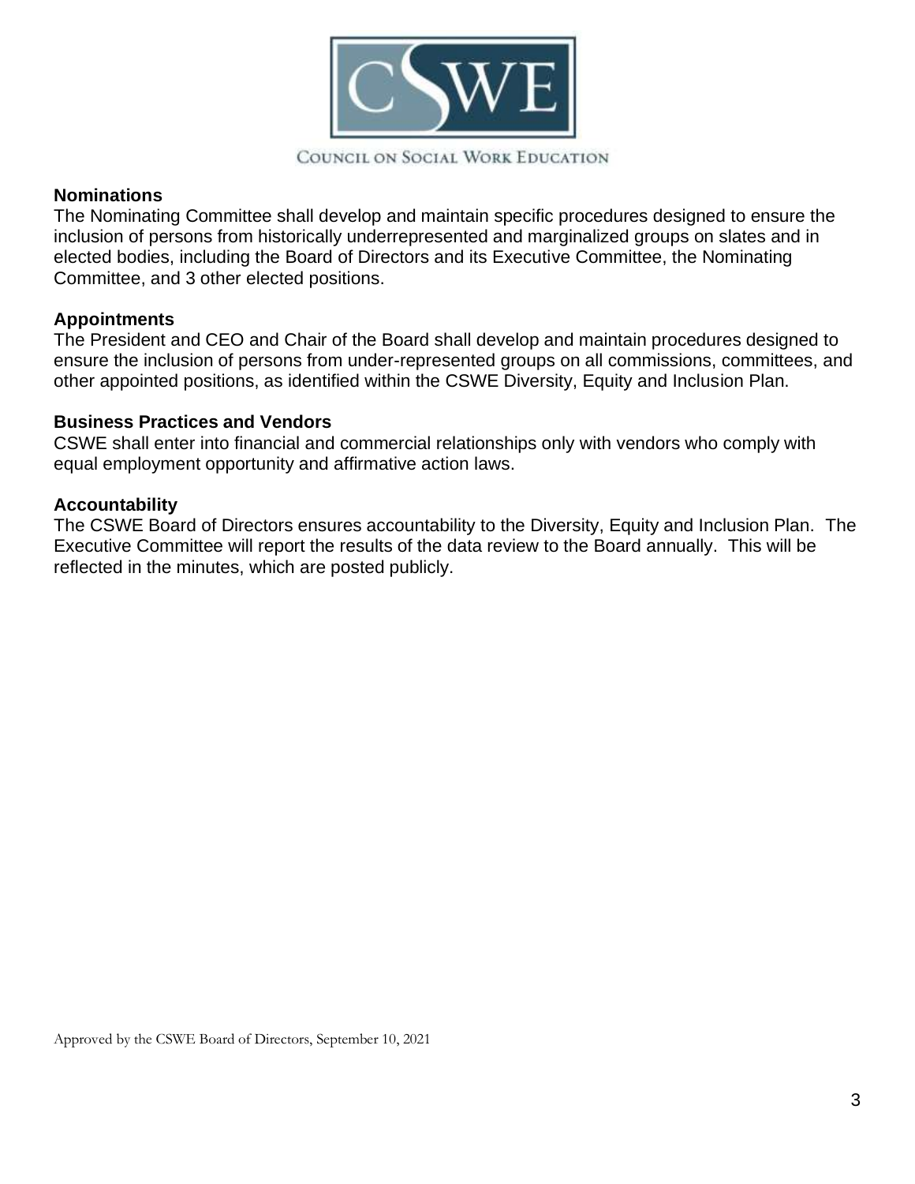## Nominations

The Nominating Committee shall develop and maintain specific procedures designed to ensure the inclusion of persons from historically underrepresented and marginalized groups on slates and in elected bodies, including the Board of Directors and its Executive Committee, the Nominating Committee, and 3 other elected positions.

## Appointments

The President and CEO and Chair of the Board shall develop and maintain procedures designed to ensure the inclusion of persons from under-represented groups on all commissions, committees, and other appointed positions, as identified within the CSWE Diversity, Equity and Inclusion Plan.

## Business Practices and Vendors

CSWE shall enter into financial and commercial relationships only with vendors who comply with equal employment opportunity and affirmative action laws.

## Accountability

The CSWE Board of Directors ensures accountability to the Diversity, Equity and Inclusion Plan. The Executive Committee will report the results of the data review to the Board annually. This will be reflected in the minutes, which are posted publicly.

Approved by the CSWE Board of Directors, September 10, 2021